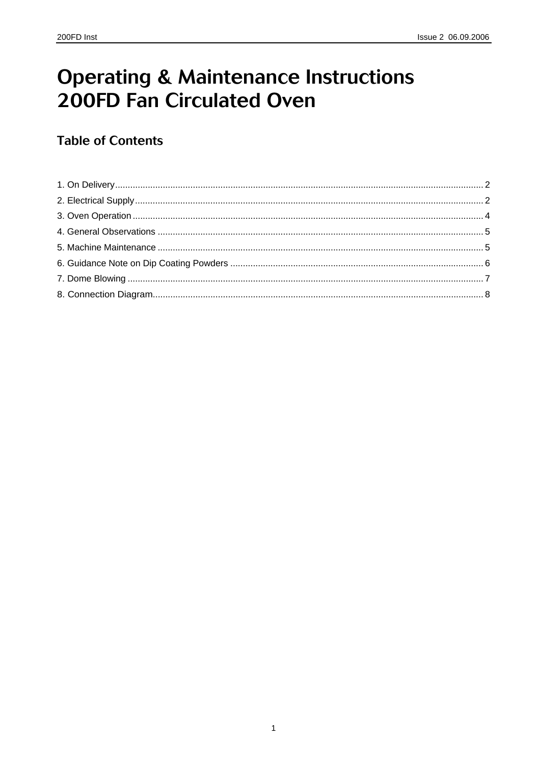# Operating & Maintenance Instructions 200FD Fan Circulated Oven

## Table of Contents

1. On Delivery ........ 2
2. Electrical Supply ........ 2
3. Oven Operation ........ 4
4. General Observations ........ 5
5. Machine Maintenance ........ 5
6. Guidance Note on Dip Coating Powders ........ 6
7. Dome Blowing ........ 7
8. Connection Diagram ........ 8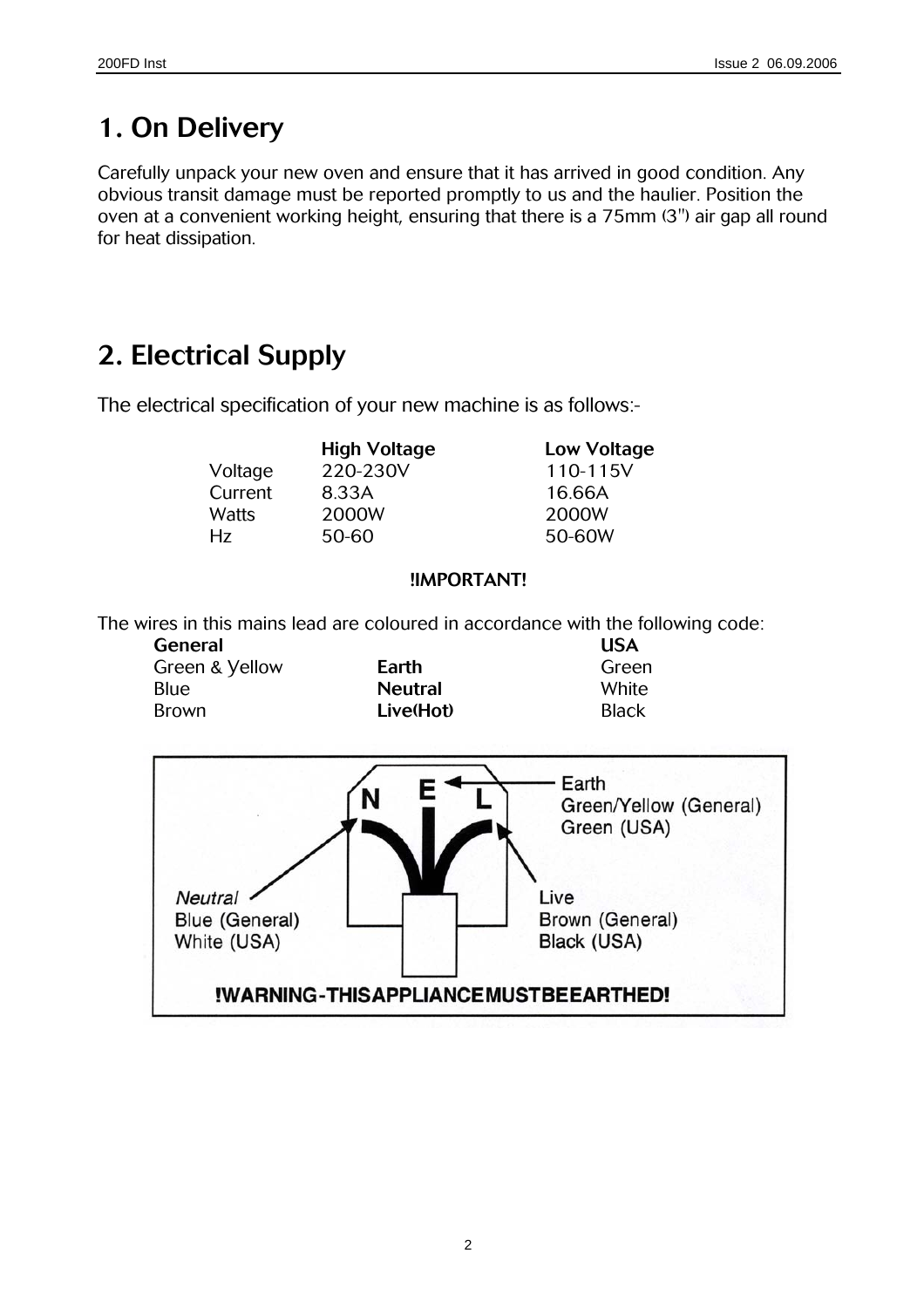# 1. On Delivery

Carefully unpack your new oven and ensure that it has arrived in good condition. Any obvious transit damage must be reported promptly to us and the haulier. Position the oven at a convenient working height, ensuring that there is a 75mm (3") air gap all round for heat dissipation.

# 2. Electrical Supply

The electrical specification of your new machine is as follows:-

| | **High Voltage** | **Low Voltage** |
|---|---|---|
| Voltage | 220-230V | 110-115V |
| Current | 8.33A | 16.66A |
| Watts | 2000W | 2000W |
| Hz | 50-60 | 50-60W |

**!IMPORTANT!**

The wires in this mains lead are coloured in accordance with the following code:

| **General** | | **USA** |
|---|---|---|
| Green & Yellow | **Earth** | Green |
| Blue | **Neutral** | White |
| Brown | **Live(Hot)** | Black |

N E L

Earth
Green/Yellow (General)
Green (USA)

*Neutral*
Blue (General)
White (USA)

Live
Brown (General)
Black (USA)

**!WARNING-THIS APPLIANCE MUST BE EARTHED!**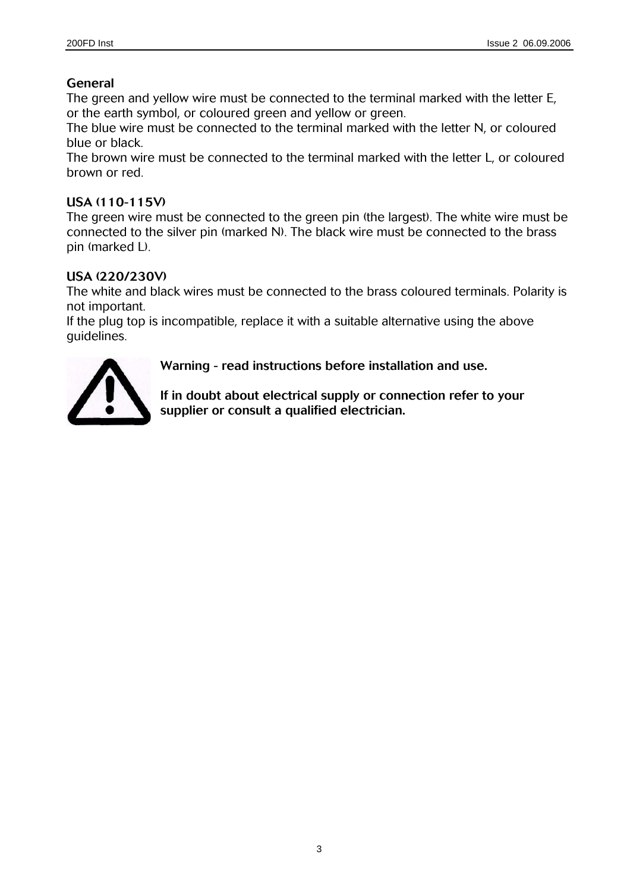### General

The green and yellow wire must be connected to the terminal marked with the letter E, or the earth symbol, or coloured green and yellow or green.
The blue wire must be connected to the terminal marked with the letter N, or coloured blue or black.
The brown wire must be connected to the terminal marked with the letter L, or coloured brown or red.

### USA (110-115V)

The green wire must be connected to the green pin (the largest). The white wire must be connected to the silver pin (marked N). The black wire must be connected to the brass pin (marked L).

### USA (220/230V)

The white and black wires must be connected to the brass coloured terminals. Polarity is not important.
If the plug top is incompatible, replace it with a suitable alternative using the above guidelines.

**Warning - read instructions before installation and use.**

**If in doubt about electrical supply or connection refer to your supplier or consult a qualified electrician.**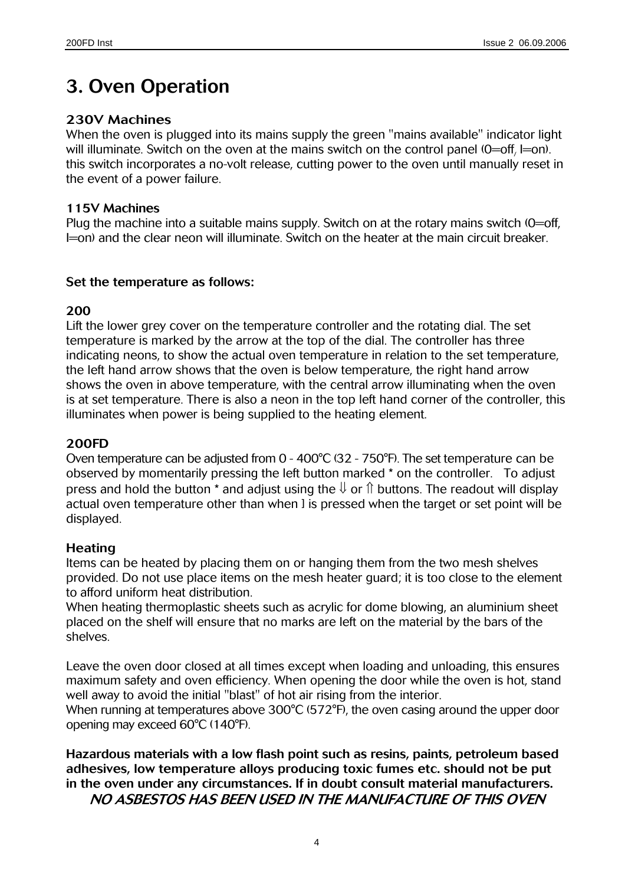# 3. Oven Operation

### 230V Machines

When the oven is plugged into its mains supply the green "mains available" indicator light will illuminate. Switch on the oven at the mains switch on the control panel (0=off, I=on). this switch incorporates a no-volt release, cutting power to the oven until manually reset in the event of a power failure.

### 115V Machines

Plug the machine into a suitable mains supply. Switch on at the rotary mains switch (0=off, I=on) and the clear neon will illuminate. Switch on the heater at the main circuit breaker.

### Set the temperature as follows:

### 200

Lift the lower grey cover on the temperature controller and the rotating dial. The set temperature is marked by the arrow at the top of the dial. The controller has three indicating neons, to show the actual oven temperature in relation to the set temperature, the left hand arrow shows that the oven is below temperature, the right hand arrow shows the oven in above temperature, with the central arrow illuminating when the oven is at set temperature. There is also a neon in the top left hand corner of the controller, this illuminates when power is being supplied to the heating element.

### 200FD

Oven temperature can be adjusted from 0 - 400°C (32 - 750°F). The set temperature can be observed by momentarily pressing the left button marked * on the controller. To adjust press and hold the button * and adjust using the ⇓ or ⇑ buttons. The readout will display actual oven temperature other than when ] is pressed when the target or set point will be displayed.

### Heating

Items can be heated by placing them on or hanging them from the two mesh shelves provided. Do not use place items on the mesh heater guard; it is too close to the element to afford uniform heat distribution.
When heating thermoplastic sheets such as acrylic for dome blowing, an aluminium sheet placed on the shelf will ensure that no marks are left on the material by the bars of the shelves.

Leave the oven door closed at all times except when loading and unloading, this ensures maximum safety and oven efficiency. When opening the door while the oven is hot, stand well away to avoid the initial "blast" of hot air rising from the interior.
When running at temperatures above 300°C (572°F), the oven casing around the upper door opening may exceed 60°C (140°F).

**Hazardous materials with a low flash point such as resins, paints, petroleum based adhesives, low temperature alloys producing toxic fumes etc. should not be put in the oven under any circumstances. If in doubt consult material manufacturers.**

***NO ASBESTOS HAS BEEN USED IN THE MANUFACTURE OF THIS OVEN***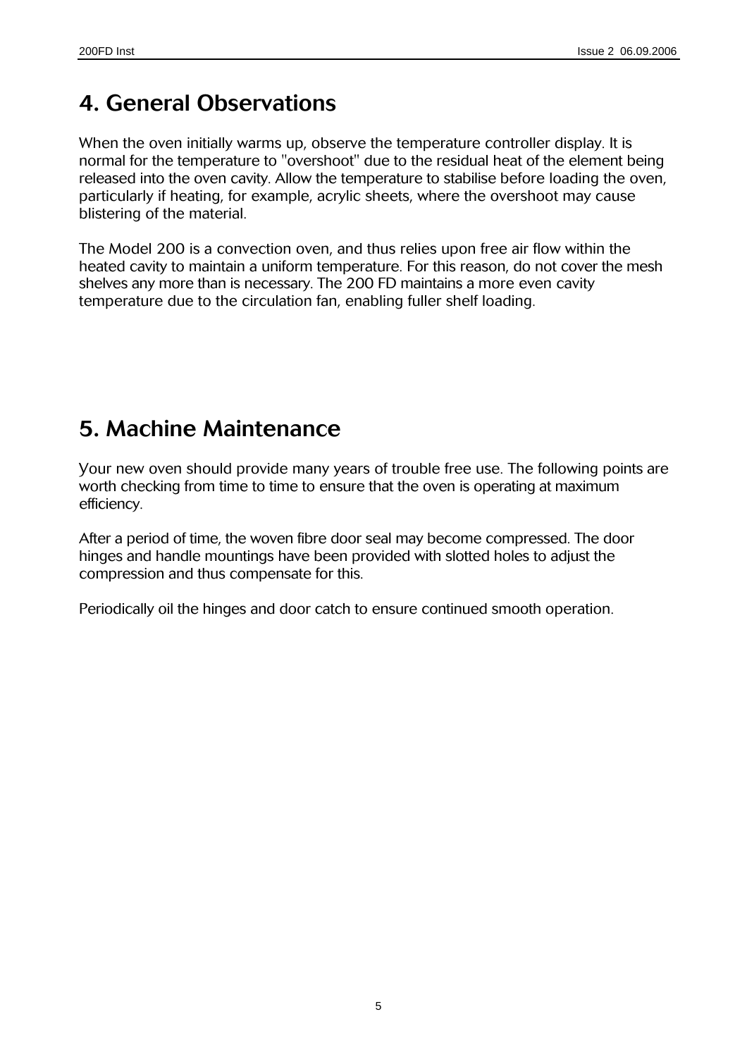## 4. General Observations

When the oven initially warms up, observe the temperature controller display. It is normal for the temperature to "overshoot" due to the residual heat of the element being released into the oven cavity. Allow the temperature to stabilise before loading the oven, particularly if heating, for example, acrylic sheets, where the overshoot may cause blistering of the material.

The Model 200 is a convection oven, and thus relies upon free air flow within the heated cavity to maintain a uniform temperature. For this reason, do not cover the mesh shelves any more than is necessary. The 200 FD maintains a more even cavity temperature due to the circulation fan, enabling fuller shelf loading.

## 5. Machine Maintenance

Your new oven should provide many years of trouble free use. The following points are worth checking from time to time to ensure that the oven is operating at maximum efficiency.

After a period of time, the woven fibre door seal may become compressed. The door hinges and handle mountings have been provided with slotted holes to adjust the compression and thus compensate for this.

Periodically oil the hinges and door catch to ensure continued smooth operation.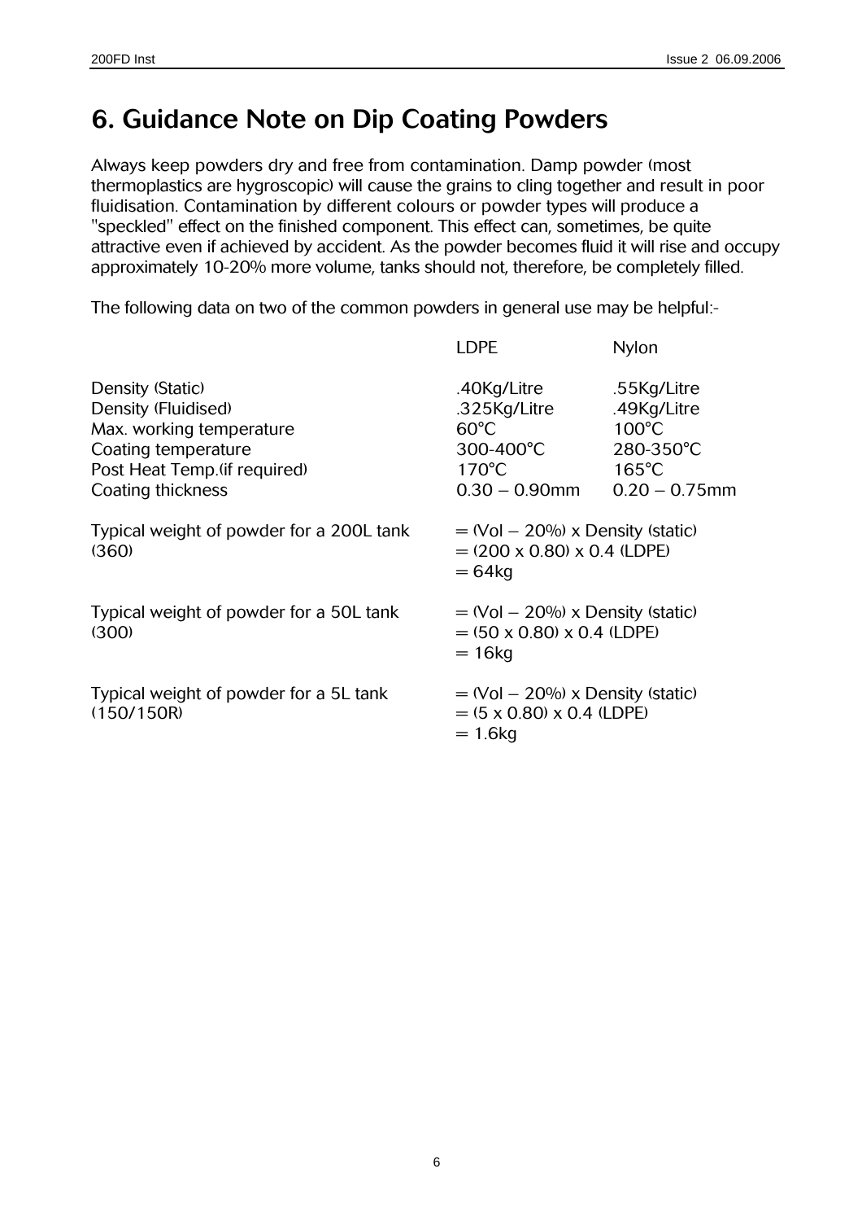# 6. Guidance Note on Dip Coating Powders

Always keep powders dry and free from contamination. Damp powder (most thermoplastics are hygroscopic) will cause the grains to cling together and result in poor fluidisation. Contamination by different colours or powder types will produce a "speckled" effect on the finished component. This effect can, sometimes, be quite attractive even if achieved by accident. As the powder becomes fluid it will rise and occupy approximately 10-20% more volume, tanks should not, therefore, be completely filled.

The following data on two of the common powders in general use may be helpful:-

| | LDPE | Nylon |
|---|---|---|
| Density (Static) | .40Kg/Litre | .55Kg/Litre |
| Density (Fluidised) | .325Kg/Litre | .49Kg/Litre |
| Max. working temperature | 60°C | 100°C |
| Coating temperature | 300-400°C | 280-350°C |
| Post Heat Temp.(if required) | 170°C | 165°C |
| Coating thickness | 0.30 – 0.90mm | 0.20 – 0.75mm |

Typical weight of powder for a 200L tank (360)
= (Vol – 20%) x Density (static)
= (200 x 0.80) x 0.4 (LDPE)
= 64kg

Typical weight of powder for a 50L tank (300)
= (Vol – 20%) x Density (static)
= (50 x 0.80) x 0.4 (LDPE)
= 16kg

Typical weight of powder for a 5L tank (150/150R)
= (Vol – 20%) x Density (static)
= (5 x 0.80) x 0.4 (LDPE)
= 1.6kg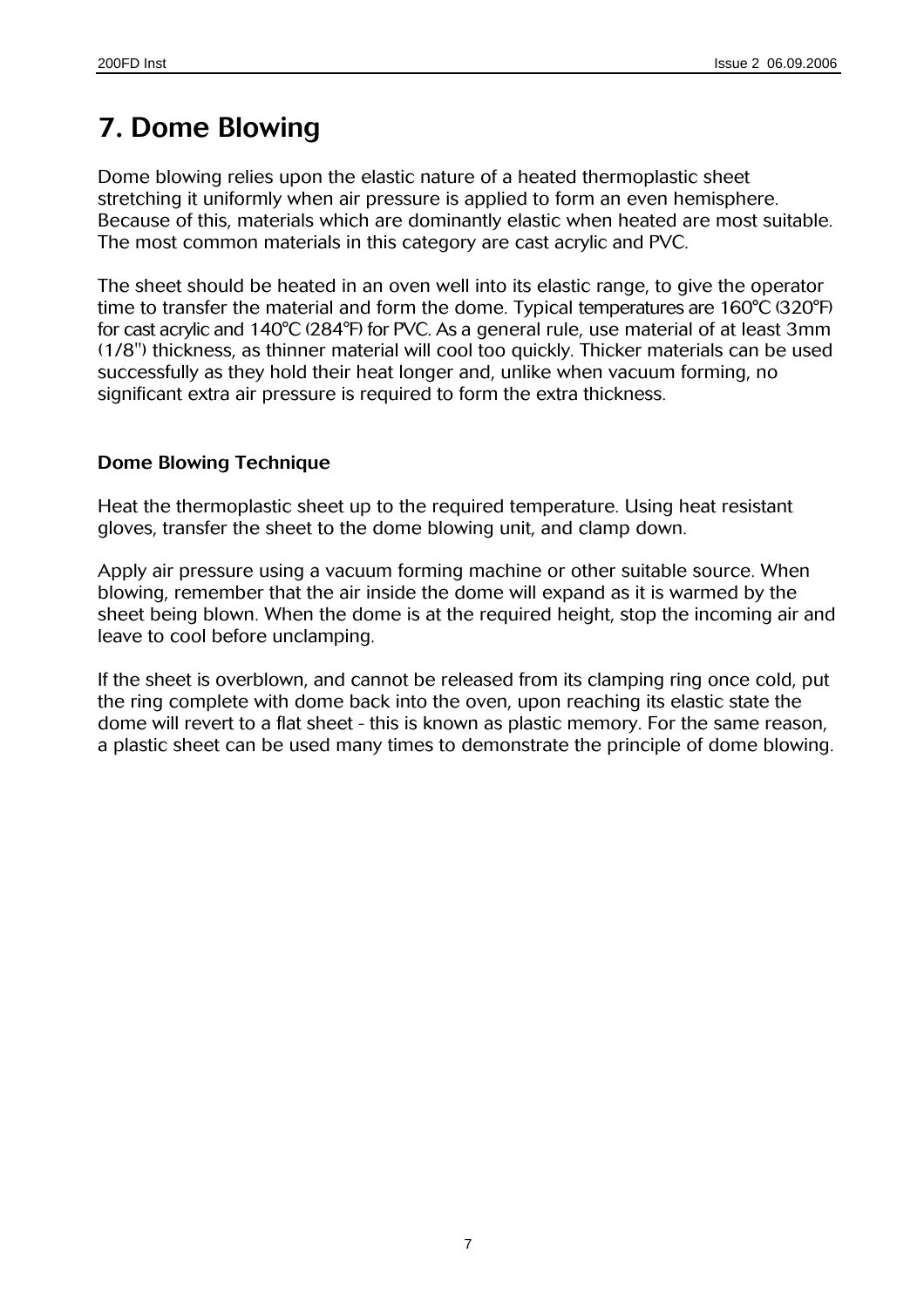# 7. Dome Blowing

Dome blowing relies upon the elastic nature of a heated thermoplastic sheet stretching it uniformly when air pressure is applied to form an even hemisphere. Because of this, materials which are dominantly elastic when heated are most suitable. The most common materials in this category are cast acrylic and PVC.

The sheet should be heated in an oven well into its elastic range, to give the operator time to transfer the material and form the dome. Typical temperatures are 160°C (320°F) for cast acrylic and 140°C (284°F) for PVC. As a general rule, use material of at least 3mm (1/8") thickness, as thinner material will cool too quickly. Thicker materials can be used successfully as they hold their heat longer and, unlike when vacuum forming, no significant extra air pressure is required to form the extra thickness.

### Dome Blowing Technique

Heat the thermoplastic sheet up to the required temperature. Using heat resistant gloves, transfer the sheet to the dome blowing unit, and clamp down.

Apply air pressure using a vacuum forming machine or other suitable source. When blowing, remember that the air inside the dome will expand as it is warmed by the sheet being blown. When the dome is at the required height, stop the incoming air and leave to cool before unclamping.

If the sheet is overblown, and cannot be released from its clamping ring once cold, put the ring complete with dome back into the oven, upon reaching its elastic state the dome will revert to a flat sheet - this is known as plastic memory. For the same reason, a plastic sheet can be used many times to demonstrate the principle of dome blowing.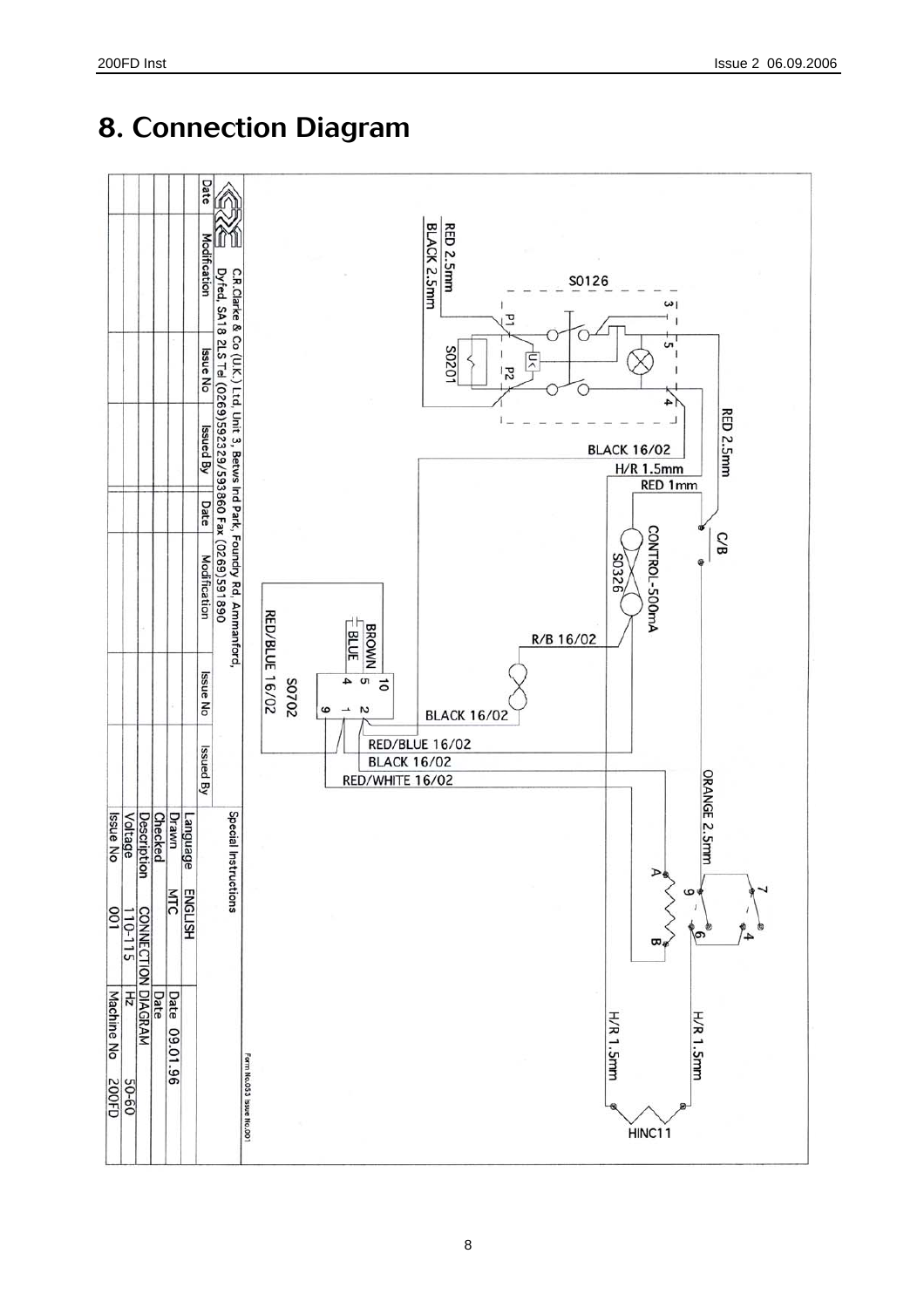# 8. Connection Diagram

RED 2.5mm
BLACK 2.5mm
S0126
P1
P2
S0201
3
5
4
RED 2.5mm
BLACK 16/02
H/R 1.5mm
RED 1mm
C/B
CONTROL-500mA
S0326
R/B 16/02
BROWN
BLUE
10
5
4
2
1
9
S0702
RED/BLUE 16/02
BLACK 16/02
RED/BLUE 16/02
BLACK 16/02
RED/WHITE 16/02
ORANGE 2.5mm
7
9
4
6
A
B
H/R 1.5mm
H/R 1.5mm
HINC11

C.R.Clarke & Co (U.K.) Ltd. Unit 3, Betws Ind Park, Foundry Rd, Ammanford, Dyfed, SA18 2LS Tel (0269)592329/593860 Fax (0269)591890

| Date | Modification | Issue No | Issued By | Date | Modification | Issue No | Issued By |
|---|---|---|---|---|---|---|---|
| | | | | | | | |
| | | | | | | | |
| | | | | | | | |
| | | | | | | | |
| | | | | | | | |

Special Instructions

Form No.053 Issue No.001

| | | | |
|---|---|---|---|
| Language | ENGLISH | | |
| Drawn | MTC | Date | 09.01.96 |
| Checked | | Date | |
| Description | CONNECTION DIAGRAM | | |
| Voltage | 110-115 | Hz | 50-60 |
| Issue No | 001 | Machine No | 200FD |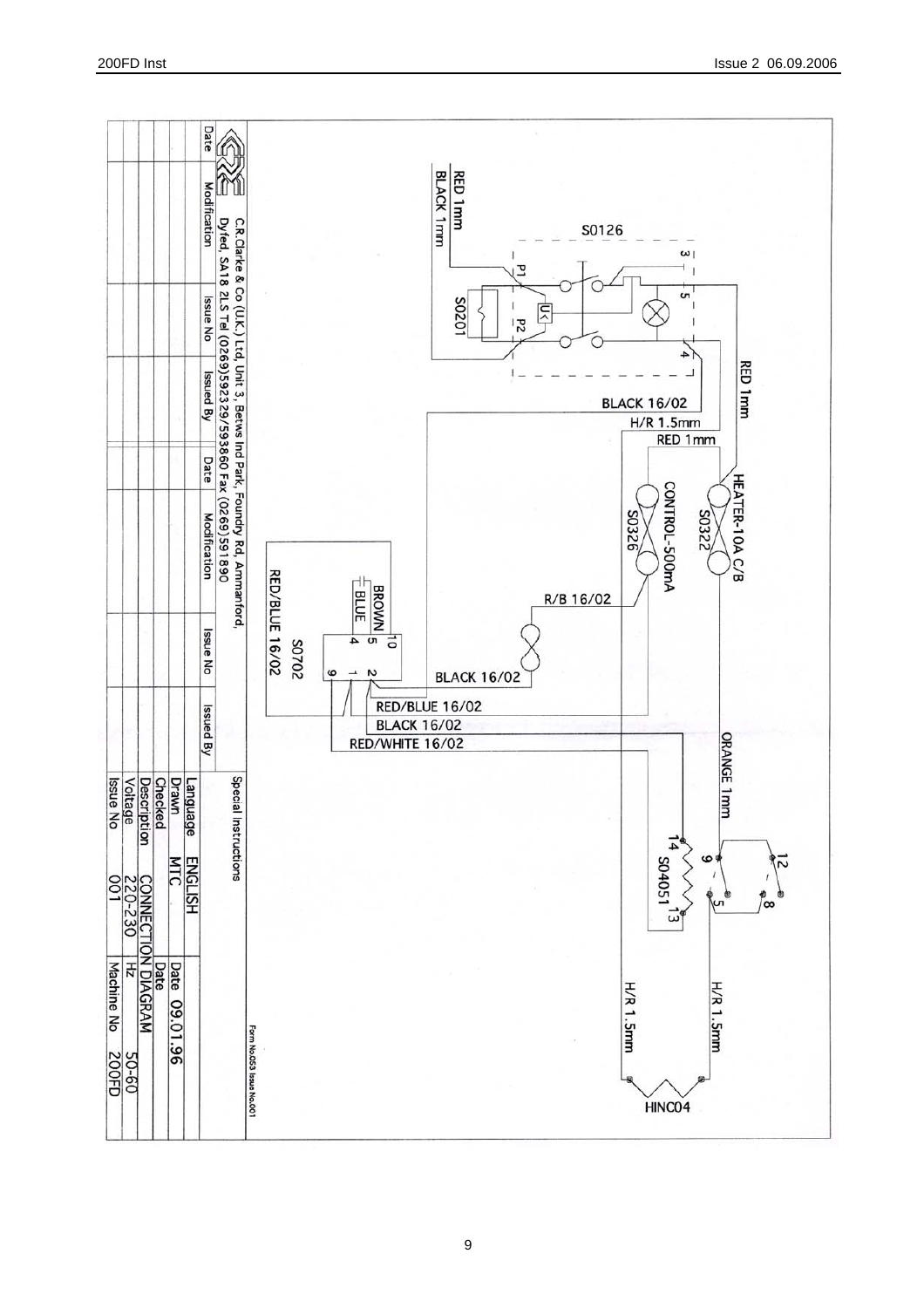RED 1mm
BLACK 1mm

S0126

P1

S0201

P2

3

5

4

RED 1mm

BLACK 16/02

H/R 1.5mm

RED 1mm

HEATER-10A C/B

S0322

CONTROL-500mA

S0326

R/B 16/02

BROWN

BLUE

10

5

4

S0702

RED/BLUE 16/02

9

1

2

BLACK 16/02

RED/BLUE 16/02

BLACK 16/02

RED/WHITE 16/02

ORANGE 1mm

12

9

8

5

14

S04051

13

H/R 1.5mm

H/R 1.5mm

HINC04

C.R.Clarke & Co (U.K.) Ltd, Unit 3, Betws Ind Park, Foundry Rd, Ammanford, Dyfed, SA18 2LS Tel (0269)592329/593860 Fax (0269)591890

Special Instructions

Form No.053 Issue No.001

| Date | Modification | Issue No | Issued By | Date | Modification | Issue No | Issued By |
|---|---|---|---|---|---|---|---|
| | | | | | | | |
| | | | | | | | |
| | | | | | | | |
| | | | | | | | |
| | | | | | | | |

| | | | |
|---|---|---|---|
| Language | ENGLISH | | |
| Drawn | MTC | Date | 09.01.96 |
| Checked | | Date | |
| Description | CONNECTION DIAGRAM | | |
| Voltage | 220-230 | Hz | 50-60 |
| Issue No | 001 | Machine No | 200FD |